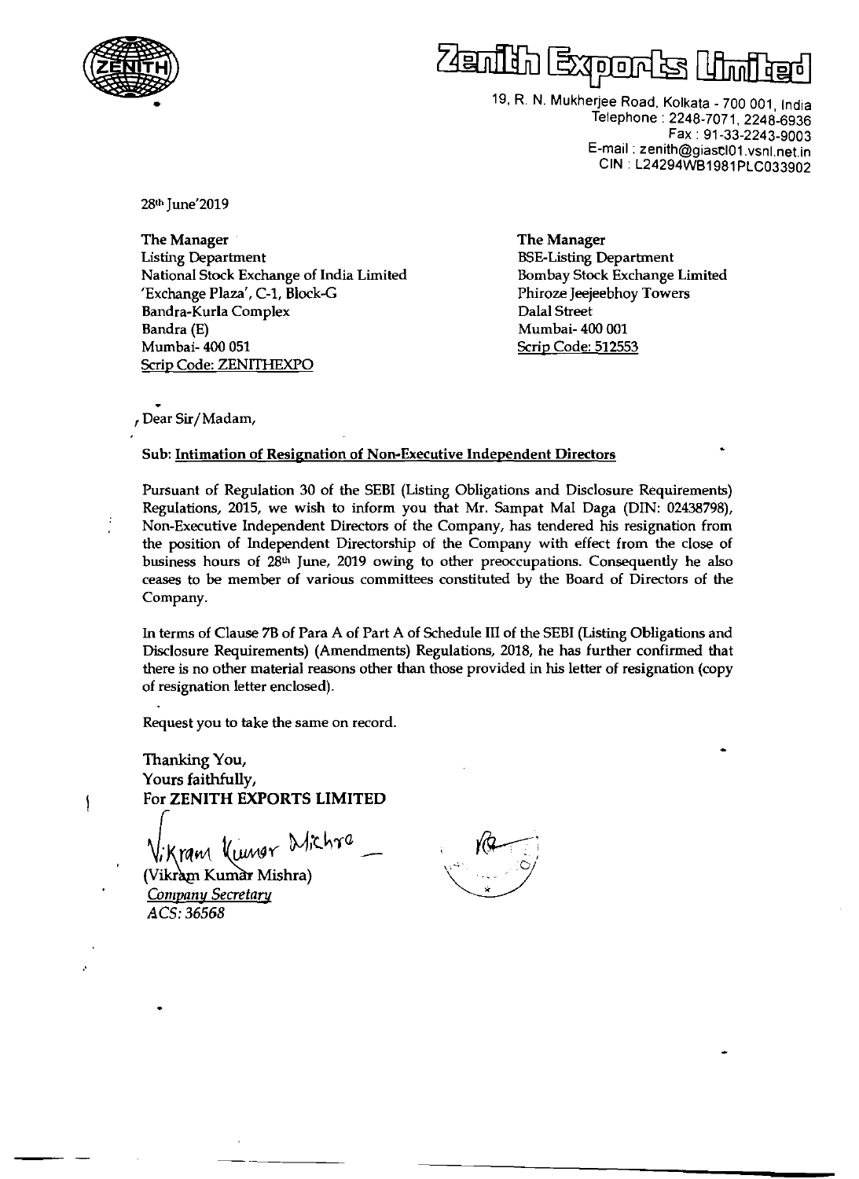# Zenith Exports Limited

19, R. N. Mukherjee Road, Kolkata - 700 001, India
Telephone : 2248-7071, 2248-6936
Fax : 91-33-2243-9003
E-mail : zenith@giascl01.vsnl.net.in
CIN : L24294WB1981PLC033902

28th June'2019

**The Manager**
Listing Department
National Stock Exchange of India Limited
'Exchange Plaza', C-1, Block-G
Bandra-Kurla Complex
Bandra (E)
Mumbai- 400 051
Scrip Code: ZENITHEXPO

**The Manager**
BSE-Listing Department
Bombay Stock Exchange Limited
Phiroze Jeejeebhoy Towers
Dalal Street
Mumbai- 400 001
Scrip Code: 512553

Dear Sir/Madam,

**Sub: Intimation of Resignation of Non-Executive Independent Directors**

Pursuant of Regulation 30 of the SEBI (Listing Obligations and Disclosure Requirements) Regulations, 2015, we wish to inform you that Mr. Sampat Mal Daga (DIN: 02438798), Non-Executive Independent Directors of the Company, has tendered his resignation from the position of Independent Directorship of the Company with effect from the close of business hours of 28th June, 2019 owing to other preoccupations. Consequently he also ceases to be member of various committees constituted by the Board of Directors of the Company.

In terms of Clause 7B of Para A of Part A of Schedule III of the SEBI (Listing Obligations and Disclosure Requirements) (Amendments) Regulations, 2018, he has further confirmed that there is no other material reasons other than those provided in his letter of resignation (copy of resignation letter enclosed).

Request you to take the same on record.

Thanking You,
Yours faithfully,
For **ZENITH EXPORTS LIMITED**

Vikram Kumar Mishra

(Vikram Kumar Mishra)
*Company Secretary*
*ACS: 36568*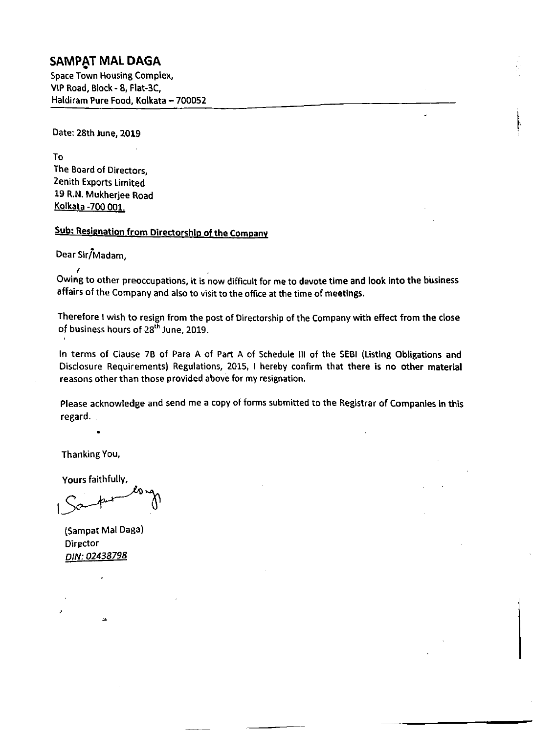# SAMPAT MAL DAGA

Space Town Housing Complex,
VIP Road, Block - 8, Flat-3C,
Haldiram Pure Food, Kolkata – 700052

Date: 28th June, 2019

To
The Board of Directors,
Zenith Exports Limited
19 R.N. Mukherjee Road
Kolkata -700 001.

**Sub: Resignation from Directorship of the Company**

Dear Sir/Madam,

Owing to other preoccupations, it is now difficult for me to devote time and look into the business affairs of the Company and also to visit to the office at the time of meetings.

Therefore I wish to resign from the post of Directorship of the Company with effect from the close of business hours of 28th June, 2019.

In terms of Clause 7B of Para A of Part A of Schedule III of the SEBI (Listing Obligations and Disclosure Requirements) Regulations, 2015, I hereby confirm that there is no other material reasons other than those provided above for my resignation.

Please acknowledge and send me a copy of forms submitted to the Registrar of Companies in this regard.

Thanking You,

Yours faithfully,

(Sampat Mal Daga)
Director
DIN: 02438798